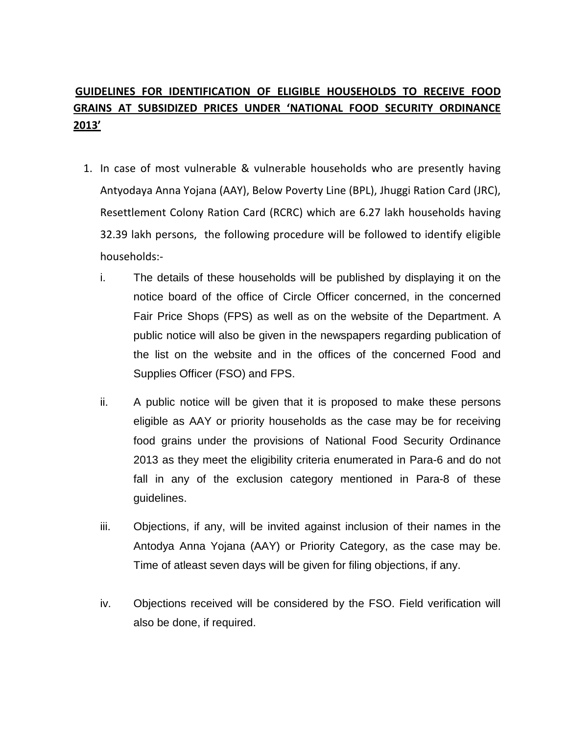**GUIDELINES FOR IDENTIFICATION OF ELIGIBLE HOUSEHOLDS TO RECEIVE FOOD GRAINS AT SUBSIDIZED PRICES UNDER 'NATIONAL FOOD SECURITY ORDINANCE 2013'**

1. In case of most vulnerable & vulnerable households who are presently having Antyodaya Anna Yojana (AAY), Below Poverty Line (BPL), Jhuggi Ration Card (JRC), Resettlement Colony Ration Card (RCRC) which are 6.27 lakh households having 32.39 lakh persons, the following procedure will be followed to identify eligible households:-

   i. The details of these households will be published by displaying it on the notice board of the office of Circle Officer concerned, in the concerned Fair Price Shops (FPS) as well as on the website of the Department. A public notice will also be given in the newspapers regarding publication of the list on the website and in the offices of the concerned Food and Supplies Officer (FSO) and FPS.

   ii. A public notice will be given that it is proposed to make these persons eligible as AAY or priority households as the case may be for receiving food grains under the provisions of National Food Security Ordinance 2013 as they meet the eligibility criteria enumerated in Para-6 and do not fall in any of the exclusion category mentioned in Para-8 of these guidelines.

   iii. Objections, if any, will be invited against inclusion of their names in the Antodya Anna Yojana (AAY) or Priority Category, as the case may be. Time of atleast seven days will be given for filing objections, if any.

   iv. Objections received will be considered by the FSO. Field verification will also be done, if required.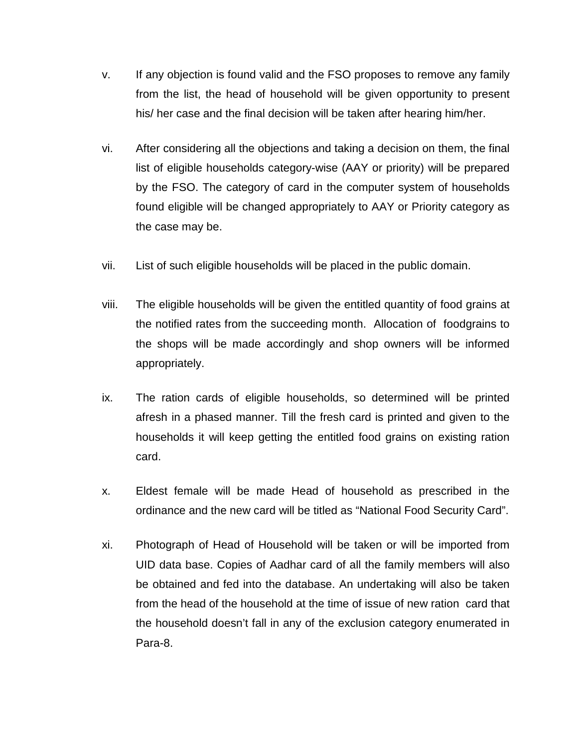v. If any objection is found valid and the FSO proposes to remove any family from the list, the head of household will be given opportunity to present his/ her case and the final decision will be taken after hearing him/her.

vi. After considering all the objections and taking a decision on them, the final list of eligible households category-wise (AAY or priority) will be prepared by the FSO. The category of card in the computer system of households found eligible will be changed appropriately to AAY or Priority category as the case may be.

vii. List of such eligible households will be placed in the public domain.

viii. The eligible households will be given the entitled quantity of food grains at the notified rates from the succeeding month. Allocation of foodgrains to the shops will be made accordingly and shop owners will be informed appropriately.

ix. The ration cards of eligible households, so determined will be printed afresh in a phased manner. Till the fresh card is printed and given to the households it will keep getting the entitled food grains on existing ration card.

x. Eldest female will be made Head of household as prescribed in the ordinance and the new card will be titled as "National Food Security Card".

xi. Photograph of Head of Household will be taken or will be imported from UID data base. Copies of Aadhar card of all the family members will also be obtained and fed into the database. An undertaking will also be taken from the head of the household at the time of issue of new ration card that the household doesn't fall in any of the exclusion category enumerated in Para-8.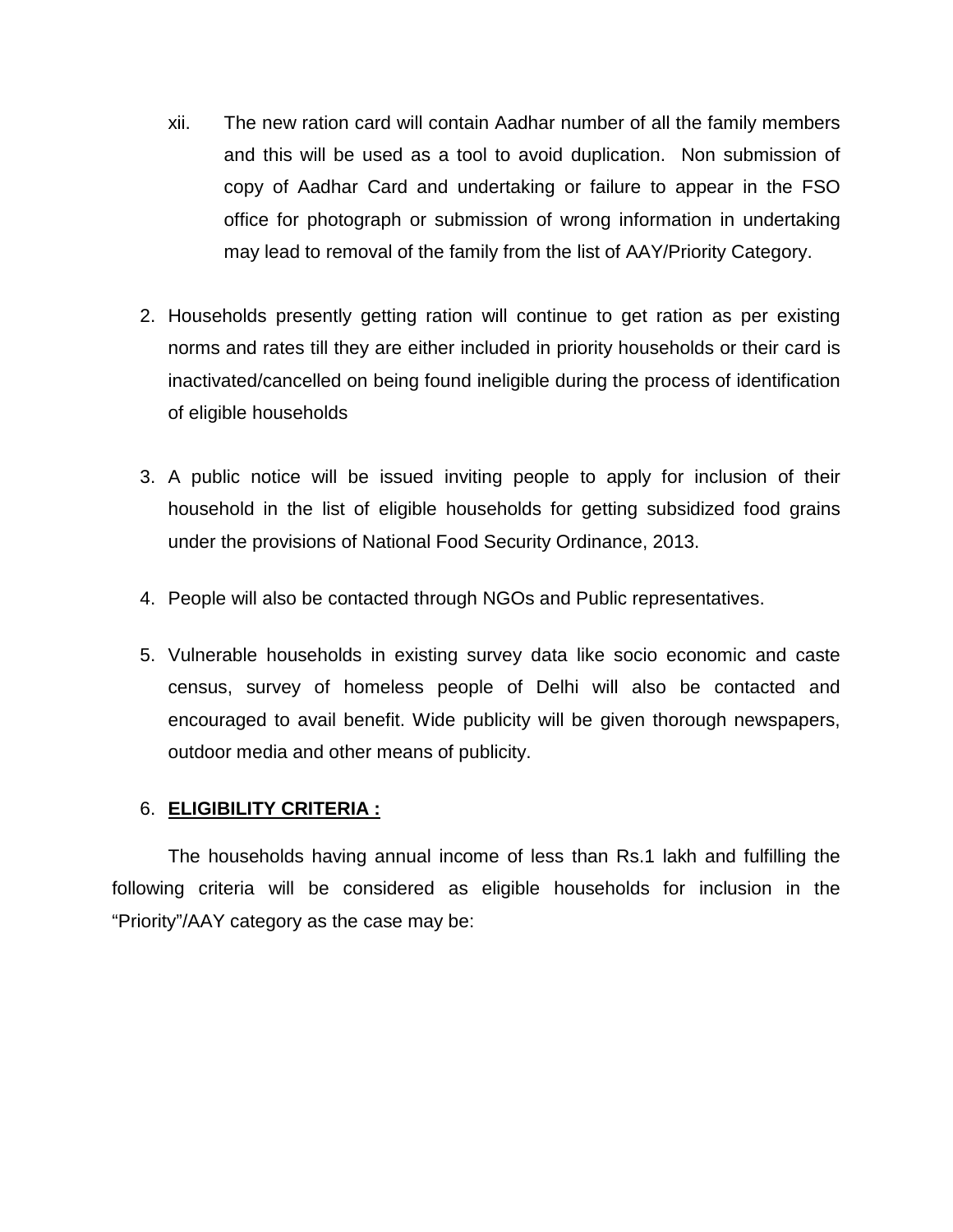xii. The new ration card will contain Aadhar number of all the family members and this will be used as a tool to avoid duplication. Non submission of copy of Aadhar Card and undertaking or failure to appear in the FSO office for photograph or submission of wrong information in undertaking may lead to removal of the family from the list of AAY/Priority Category.

2. Households presently getting ration will continue to get ration as per existing norms and rates till they are either included in priority households or their card is inactivated/cancelled on being found ineligible during the process of identification of eligible households

3. A public notice will be issued inviting people to apply for inclusion of their household in the list of eligible households for getting subsidized food grains under the provisions of National Food Security Ordinance, 2013.

4. People will also be contacted through NGOs and Public representatives.

5. Vulnerable households in existing survey data like socio economic and caste census, survey of homeless people of Delhi will also be contacted and encouraged to avail benefit. Wide publicity will be given thorough newspapers, outdoor media and other means of publicity.

6. **ELIGIBILITY CRITERIA :**

The households having annual income of less than Rs.1 lakh and fulfilling the following criteria will be considered as eligible households for inclusion in the "Priority"/AAY category as the case may be: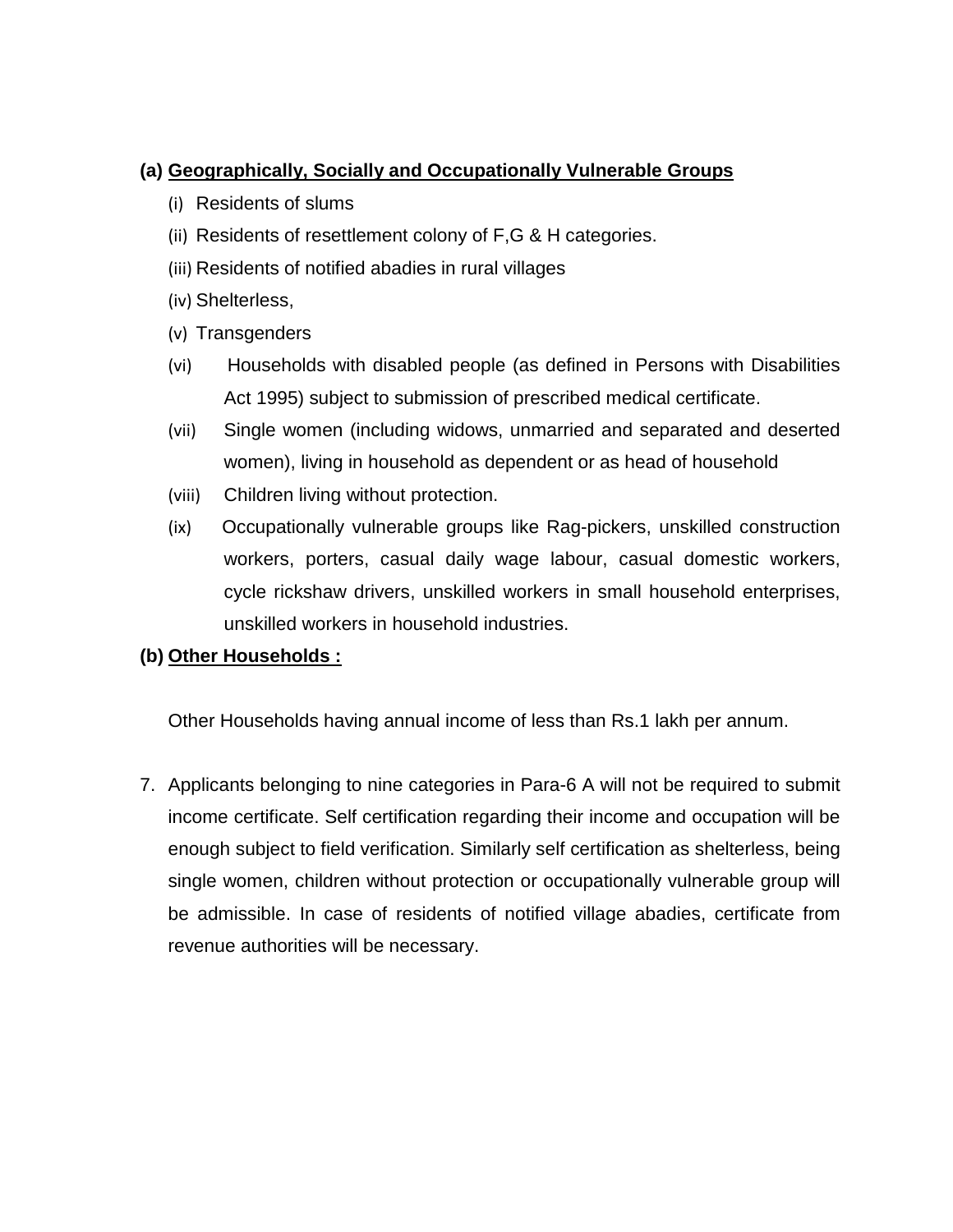**(a) <u>Geographically, Socially and Occupationally Vulnerable Groups</u>**

(i) Residents of slums

(ii) Residents of resettlement colony of F,G & H categories.

(iii) Residents of notified abadies in rural villages

(iv) Shelterless,

(v) Transgenders

(vi) Households with disabled people (as defined in Persons with Disabilities Act 1995) subject to submission of prescribed medical certificate.

(vii) Single women (including widows, unmarried and separated and deserted women), living in household as dependent or as head of household

(viii) Children living without protection.

(ix) Occupationally vulnerable groups like Rag-pickers, unskilled construction workers, porters, casual daily wage labour, casual domestic workers, cycle rickshaw drivers, unskilled workers in small household enterprises, unskilled workers in household industries.

**(b) <u>Other Households :</u>**

Other Households having annual income of less than Rs.1 lakh per annum.

7. Applicants belonging to nine categories in Para-6 A will not be required to submit income certificate. Self certification regarding their income and occupation will be enough subject to field verification. Similarly self certification as shelterless, being single women, children without protection or occupationally vulnerable group will be admissible. In case of residents of notified village abadies, certificate from revenue authorities will be necessary.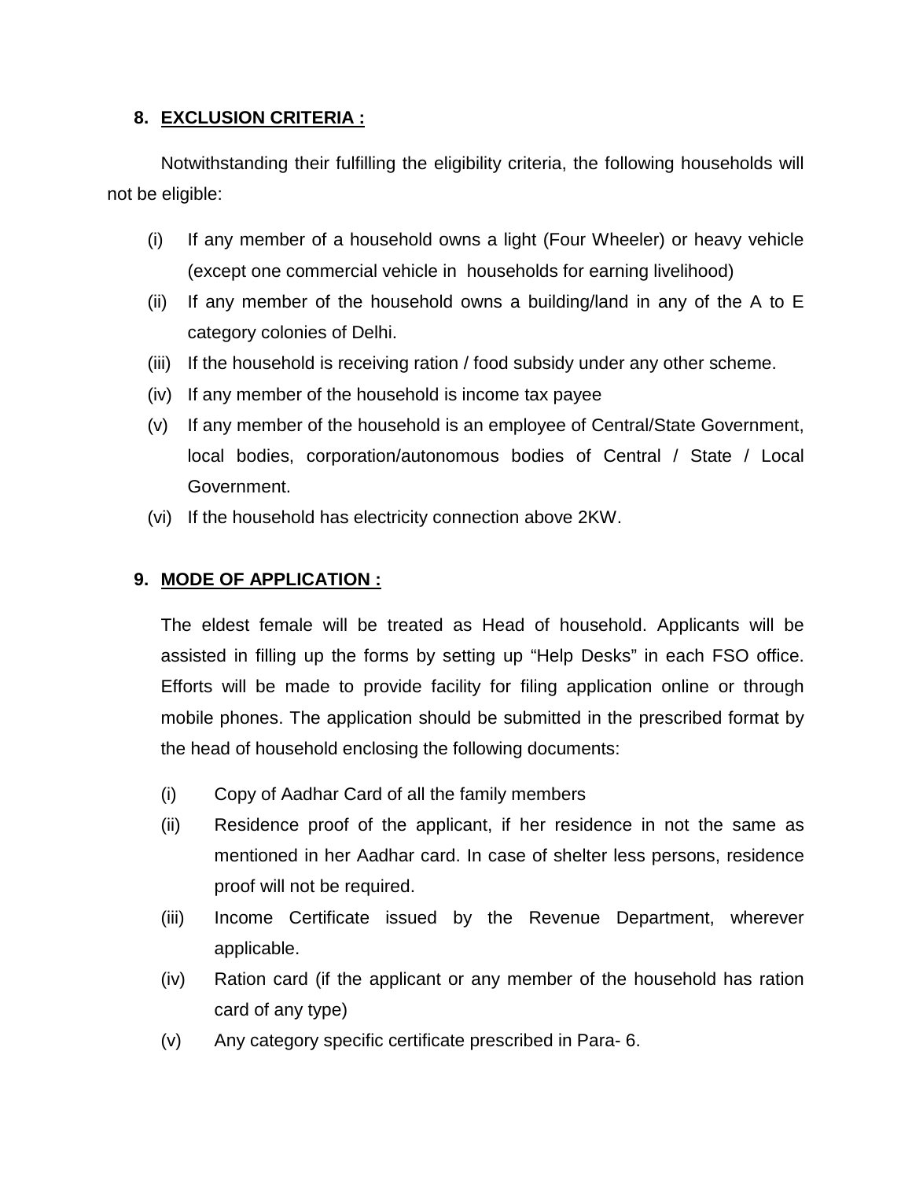## 8. EXCLUSION CRITERIA :

Notwithstanding their fulfilling the eligibility criteria, the following households will not be eligible:

(i) If any member of a household owns a light (Four Wheeler) or heavy vehicle (except one commercial vehicle in households for earning livelihood)

(ii) If any member of the household owns a building/land in any of the A to E category colonies of Delhi.

(iii) If the household is receiving ration / food subsidy under any other scheme.

(iv) If any member of the household is income tax payee

(v) If any member of the household is an employee of Central/State Government, local bodies, corporation/autonomous bodies of Central / State / Local Government.

(vi) If the household has electricity connection above 2KW.

## 9. MODE OF APPLICATION :

The eldest female will be treated as Head of household. Applicants will be assisted in filling up the forms by setting up "Help Desks" in each FSO office. Efforts will be made to provide facility for filing application online or through mobile phones. The application should be submitted in the prescribed format by the head of household enclosing the following documents:

(i) Copy of Aadhar Card of all the family members

(ii) Residence proof of the applicant, if her residence in not the same as mentioned in her Aadhar card. In case of shelter less persons, residence proof will not be required.

(iii) Income Certificate issued by the Revenue Department, wherever applicable.

(iv) Ration card (if the applicant or any member of the household has ration card of any type)

(v) Any category specific certificate prescribed in Para- 6.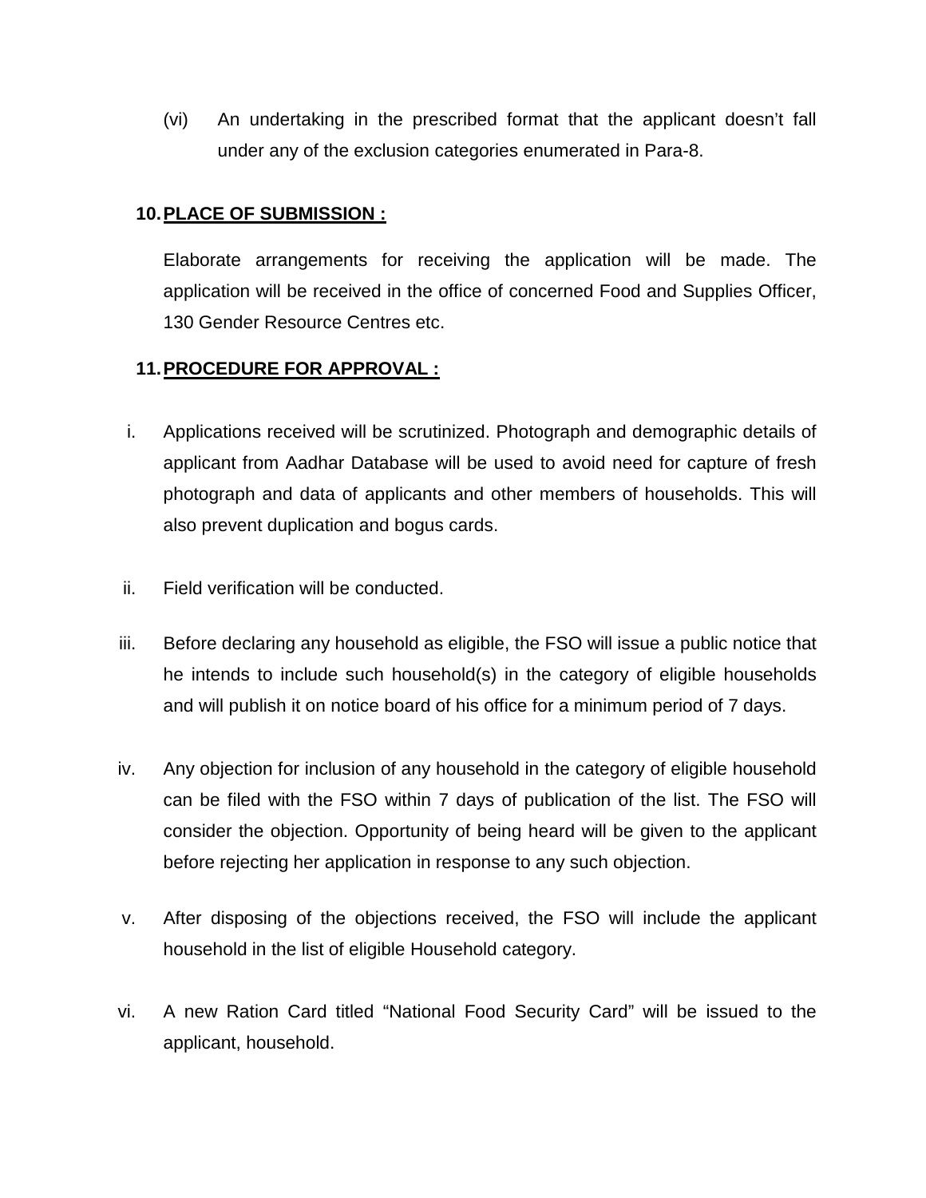(vi) An undertaking in the prescribed format that the applicant doesn't fall under any of the exclusion categories enumerated in Para-8.

**10. PLACE OF SUBMISSION :**

Elaborate arrangements for receiving the application will be made. The application will be received in the office of concerned Food and Supplies Officer, 130 Gender Resource Centres etc.

**11. PROCEDURE FOR APPROVAL :**

i. Applications received will be scrutinized. Photograph and demographic details of applicant from Aadhar Database will be used to avoid need for capture of fresh photograph and data of applicants and other members of households. This will also prevent duplication and bogus cards.

ii. Field verification will be conducted.

iii. Before declaring any household as eligible, the FSO will issue a public notice that he intends to include such household(s) in the category of eligible households and will publish it on notice board of his office for a minimum period of 7 days.

iv. Any objection for inclusion of any household in the category of eligible household can be filed with the FSO within 7 days of publication of the list. The FSO will consider the objection. Opportunity of being heard will be given to the applicant before rejecting her application in response to any such objection.

v. After disposing of the objections received, the FSO will include the applicant household in the list of eligible Household category.

vi. A new Ration Card titled "National Food Security Card" will be issued to the applicant, household.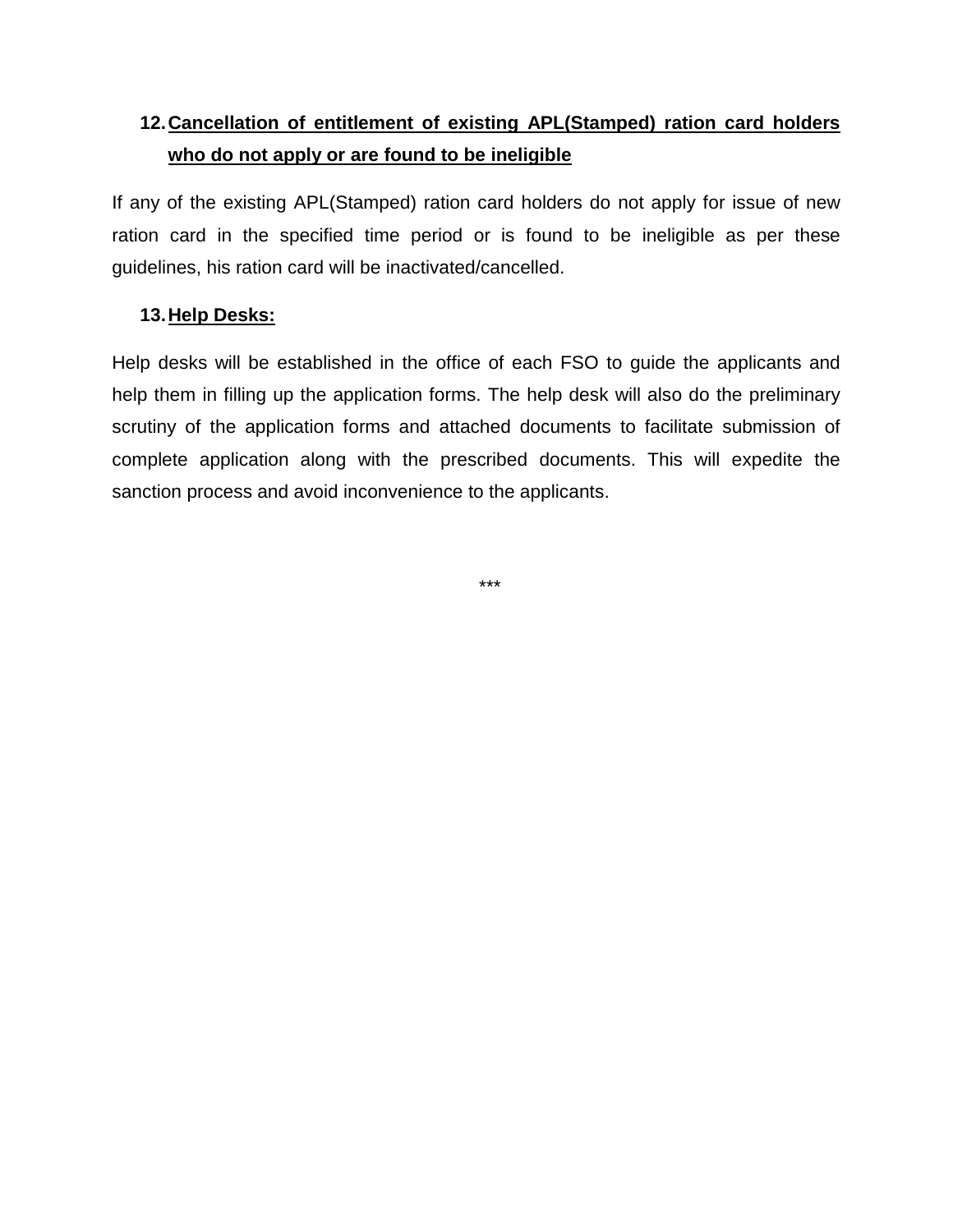12. **Cancellation of entitlement of existing APL(Stamped) ration card holders who do not apply or are found to be ineligible**

If any of the existing APL(Stamped) ration card holders do not apply for issue of new ration card in the specified time period or is found to be ineligible as per these guidelines, his ration card will be inactivated/cancelled.

13. **Help Desks:**

Help desks will be established in the office of each FSO to guide the applicants and help them in filling up the application forms. The help desk will also do the preliminary scrutiny of the application forms and attached documents to facilitate submission of complete application along with the prescribed documents. This will expedite the sanction process and avoid inconvenience to the applicants.

***